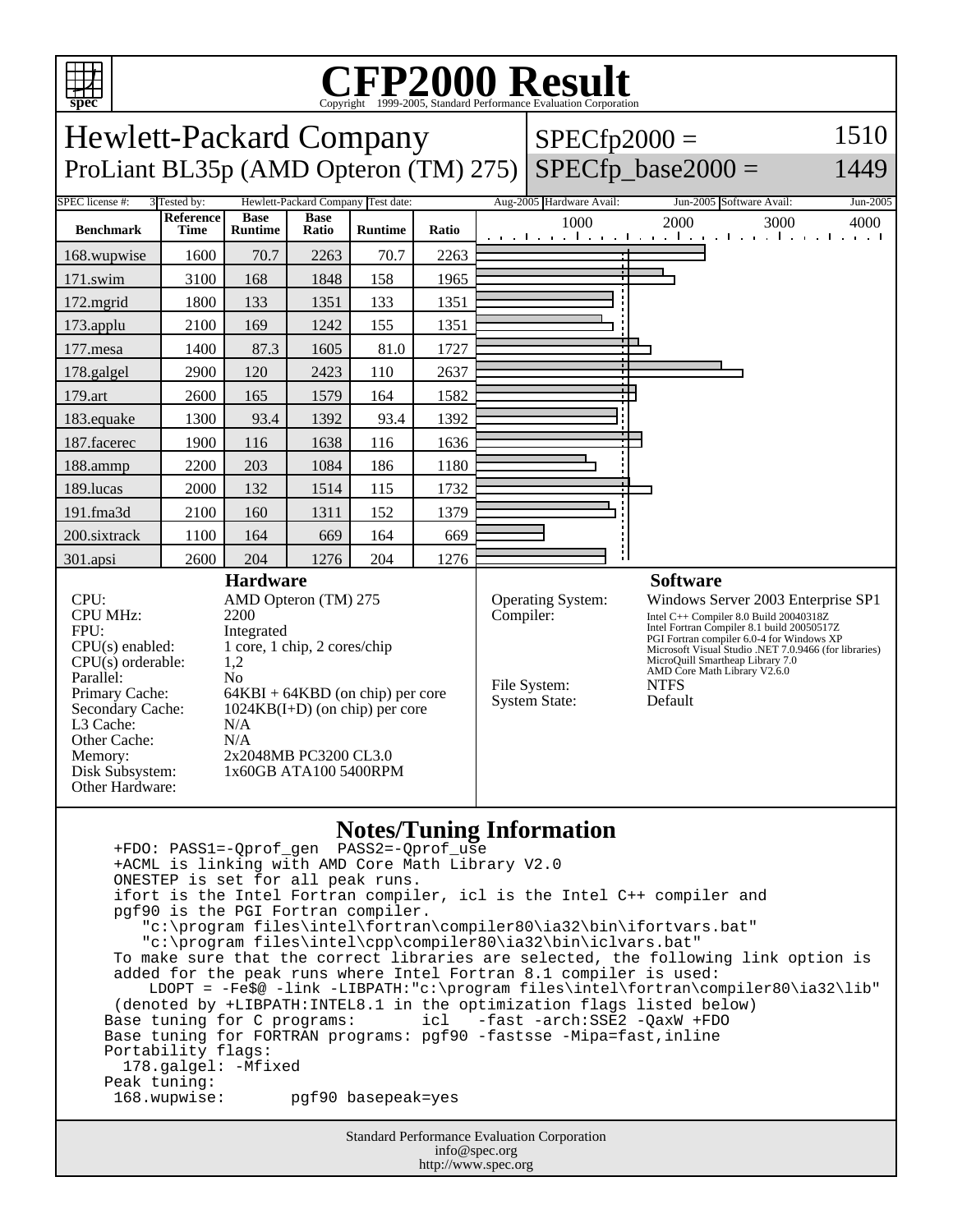# CFP2000 Result

Copyright 1999-2005, Standard Performance Evaluation Corporation

## Hewlett-Packard Company

ProLiant BL35p (AMD Opteron (TM) 275)

SPECfp2000 = 1510

SPECfp_base2000 = 1449

| SPEC license #: | 3 | Tested by: | Hewlett-Packard Company | Test date: | Aug-2005 | Hardware Avail: | Jun-2005 | Software Avail: | Jun-2005 |
|---|---|---|---|---|---|---|---|---|---|

| Benchmark | Reference Time | Base Runtime | Base Ratio | Runtime | Ratio |
|---|---|---|---|---|---|
| 168.wupwise | 1600 | 70.7 | 2263 | 70.7 | 2263 |
| 171.swim | 3100 | 168 | 1848 | 158 | 1965 |
| 172.mgrid | 1800 | 133 | 1351 | 133 | 1351 |
| 173.applu | 2100 | 169 | 1242 | 155 | 1351 |
| 177.mesa | 1400 | 87.3 | 1605 | 81.0 | 1727 |
| 178.galgel | 2900 | 120 | 2423 | 110 | 2637 |
| 179.art | 2600 | 165 | 1579 | 164 | 1582 |
| 183.equake | 1300 | 93.4 | 1392 | 93.4 | 1392 |
| 187.facerec | 1900 | 116 | 1638 | 116 | 1636 |
| 188.ammp | 2200 | 203 | 1084 | 186 | 1180 |
| 189.lucas | 2000 | 132 | 1514 | 115 | 1732 |
| 191.fma3d | 2100 | 160 | 1311 | 152 | 1379 |
| 200.sixtrack | 1100 | 164 | 669 | 164 | 669 |
| 301.apsi | 2600 | 204 | 1276 | 204 | 1276 |

### Hardware

| | |
|---|---|
| CPU: | AMD Opteron (TM) 275 |
| CPU MHz: | 2200 |
| FPU: | Integrated |
| CPU(s) enabled: | 1 core, 1 chip, 2 cores/chip |
| CPU(s) orderable: | 1,2 |
| Parallel: | No |
| Primary Cache: | 64KBI + 64KBD (on chip) per core |
| Secondary Cache: | 1024KB(I+D) (on chip) per core |
| L3 Cache: | N/A |
| Other Cache: | N/A |
| Memory: | 2x2048MB PC3200 CL3.0 |
| Disk Subsystem: | 1x60GB ATA100 5400RPM |
| Other Hardware: | |

### Software

| | |
|---|---|
| Operating System: | Windows Server 2003 Enterprise SP1 |
| Compiler: | Intel C++ Compiler 8.0 Build 20040318Z<br>Intel Fortran Compiler 8.1 build 20050517Z<br>PGI Fortran compiler 6.0-4 for Windows XP<br>Microsoft Visual Studio .NET 7.0.9466 (for libraries)<br>MicroQuill Smartheap Library 7.0<br>AMD Core Math Library V2.6.0 |
| File System: | NTFS |
| System State: | Default |

### Notes/Tuning Information

```
 +FDO: PASS1=-Qprof_gen  PASS2=-Qprof_use
 +ACML is linking with AMD Core Math Library V2.0
 ONESTEP is set for all peak runs.
 ifort is the Intel Fortran compiler, icl is the Intel C++ compiler and
 pgf90 is the PGI Fortran compiler.
    "c:\program files\intel\fortran\compiler80\ia32\bin\ifortvars.bat"
    "c:\program files\intel\cpp\compiler80\ia32\bin\iclvars.bat"
 To make sure that the correct libraries are selected, the following link option is
 added for the peak runs where Intel Fortran 8.1 compiler is used:
     LDOPT = -Fe$@ -link -LIBPATH:"c:\program files\intel\fortran\compiler80\ia32\lib"
 (denoted by +LIBPATH:INTEL8.1 in the optimization flags listed below)
Base tuning for C programs:       icl   -fast -arch:SSE2 -QaxW +FDO
Base tuning for FORTRAN programs: pgf90 -fastsse -Mipa=fast,inline
Portability flags:
  178.galgel: -Mfixed
Peak tuning:
 168.wupwise:       pgf90 basepeak=yes
```

Standard Performance Evaluation Corporation
info@spec.org
http://www.spec.org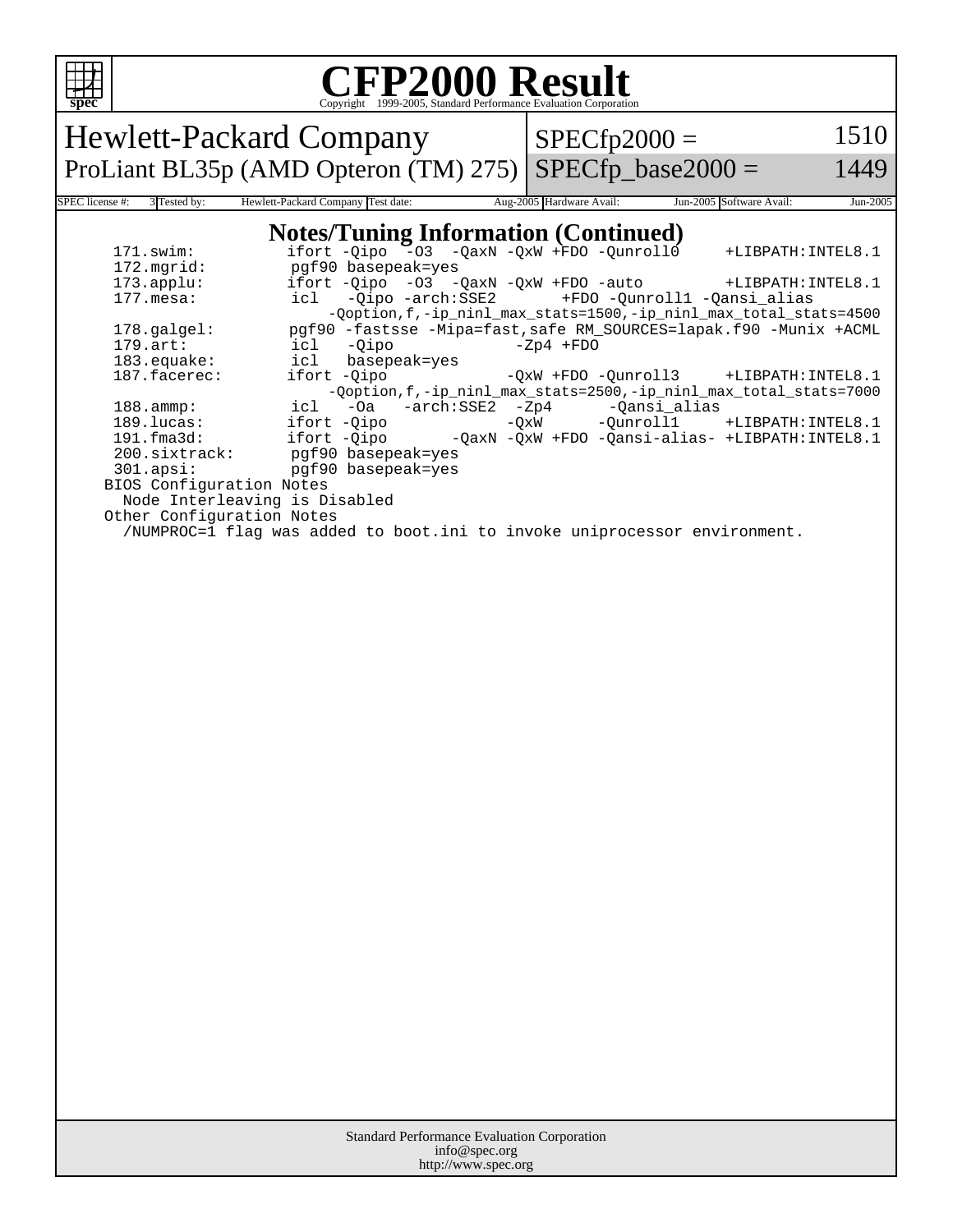# CFP2000 Result

Copyright 1999-2005, Standard Performance Evaluation Corporation

**Hewlett-Packard Company**
**ProLiant BL35p (AMD Opteron (TM) 275)**

SPECfp2000 = 1510
SPECfp_base2000 = 1449

SPEC license #: 3 Tested by: Hewlett-Packard Company Test date: Aug-2005 Hardware Avail: Jun-2005 Software Avail: Jun-2005

## Notes/Tuning Information (Continued)

```
 171.swim:          ifort -Qipo  -O3  -QaxN -QxW +FDO -Qunroll0     +LIBPATH:INTEL8.1
 172.mgrid:          pgf90 basepeak=yes
 173.applu:         ifort -Qipo  -O3  -QaxN -QxW +FDO -auto         +LIBPATH:INTEL8.1
 177.mesa:           icl   -Qipo -arch:SSE2       +FDO -Qunroll1 -Qansi_alias
                        -Qoption,f,-ip_ninl_max_stats=1500,-ip_ninl_max_total_stats=4500
 178.galgel:         pgf90 -fastsse -Mipa=fast,safe RM_SOURCES=lapak.f90 -Munix +ACML
 179.art:            icl   -Qipo              -Zp4 +FDO
 183.equake:         icl   basepeak=yes
 187.facerec:       ifort -Qipo              -QxW +FDO -Qunroll3     +LIBPATH:INTEL8.1
                        -Qoption,f,-ip_ninl_max_stats=2500,-ip_ninl_max_total_stats=7000
 188.ammp:           icl   -Oa   -arch:SSE2  -Zp4      -Qansi_alias
 189.lucas:         ifort -Qipo              -QxW      -Qunroll1     +LIBPATH:INTEL8.1
 191.fma3d:         ifort -Qipo       -QaxN -QxW +FDO -Qansi-alias- +LIBPATH:INTEL8.1
 200.sixtrack:       pgf90 basepeak=yes
 301.apsi:           pgf90 basepeak=yes
BIOS Configuration Notes
  Node Interleaving is Disabled
Other Configuration Notes
  /NUMPROC=1 flag was added to boot.ini to invoke uniprocessor environment.
```

Standard Performance Evaluation Corporation
info@spec.org
http://www.spec.org